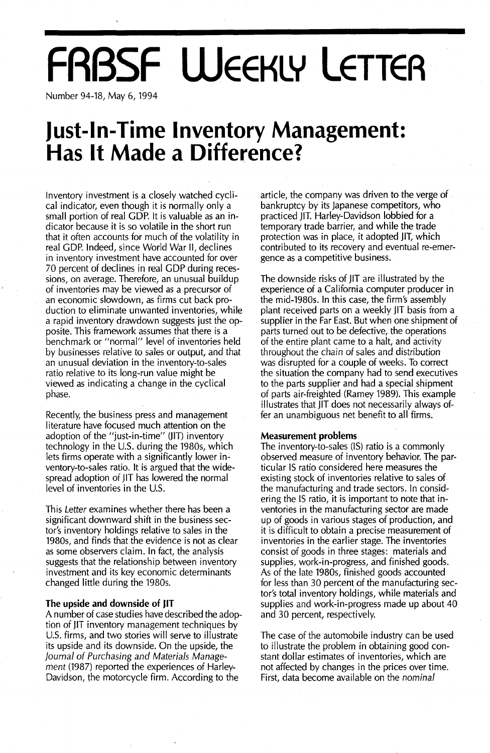# FRBSF Weekly Letter

Number 94-18, May 6, 1994

# Just-In-Time Inventory Management: Has It Made a Difference?

Inventory investment is a closely watched cyclical indicator, even though it is normally only a small portion of real GDP. It is valuable as an indicator because it is so volatile in the short run that it often accounts for much of the volatility in real GDP. Indeed, since World War II, declines in inventory investment have accounted for over 70 percent of declines in real GDP during recessions, on average. Therefore, an unusual buildup of inventories may be viewed as a precursor of an economic slowdown, as firms cut back production to eliminate unwanted inventories, while a rapid inventory drawdown suggests just the opposite. This framework assumes that there is a benchmark or "normal" level of inventories held by businesses relative to sales or output, and that an unusual deviation in the inventory-to-sales ratio relative to its long-run value might be viewed as indicating a change in the cyclical phase.

Recently, the business press and management literature have focused much attention on the adoption of the "just-in-time" (JIT) inventory technology in the U.S. during the 1980s, which lets firms operate with a significantly lower inventory-to-sales ratio. It is argued that the widespread adoption of JIT has lowered the normal level of inventories in the U.S.

This *Letter* examines whether there has been a significant downward shift in the business sector's inventory holdings relative to sales in the 1980s, and finds that the evidence is not as clear as some observers claim. In fact, the analysis suggests that the relationship between inventory investment and its key economic determinants changed little during the 1980s.

### The upside and downside of JIT

A number of case studies have described the adoption of JIT inventory management techniques by U.S. firms, and two stories will serve to illustrate its upside and its downside. On the upside, the *Journal of Purchasing and Materials Management* (1987) reported the experiences of Harley-Davidson, the motorcycle firm. According to the article, the company was driven to the verge of bankruptcy by its Japanese competitors, who practiced JIT. Harley-Davidson lobbied for a temporary trade barrier, and while the trade protection was in place, it adopted JIT, which contributed to its recovery and eventual re-emergence as a competitive business.

The downside risks of JIT are illustrated by the experience of a California computer producer in the mid-1980s. In this case, the firm's assembly plant received parts on a weekly JIT basis from a supplier in the Far East. But when one shipment of parts turned out to be defective, the operations of the entire plant came to a halt, and activity throughout the chain of sales and distribution was disrupted for a couple of weeks. To correct the situation the company had to send executives to the parts supplier and had a special shipment of parts air-freighted (Ramey 1989). This example illustrates that JIT does not necessarily always offer an unambiguous net benefit to all firms.

### Measurement problems

The inventory-to-sales (IS) ratio is a commonly observed measure of inventory behavior. The particular IS ratio considered here measures the existing stock of inventories relative to sales of the manufacturing and trade sectors. In considering the IS ratio, it is important to note that inventories in the manufacturing sector are made up of goods in various stages of production, and it is difficult to obtain a precise measurement of inventories in the earlier stage. The inventories consist of goods in three stages: materials and supplies, work-in-progress, and finished goods. As of the late 1980s, finished goods accounted for less than 30 percent of the manufacturing sector's total inventory holdings, while materials and supplies and work-in-progress made up about 40 and 30 percent, respectively.

The case of the automobile industry can be used to illustrate the problem in obtaining good constant dollar estimates of inventories, which are not affected by changes in the prices over time. First, data become available on the *nominal*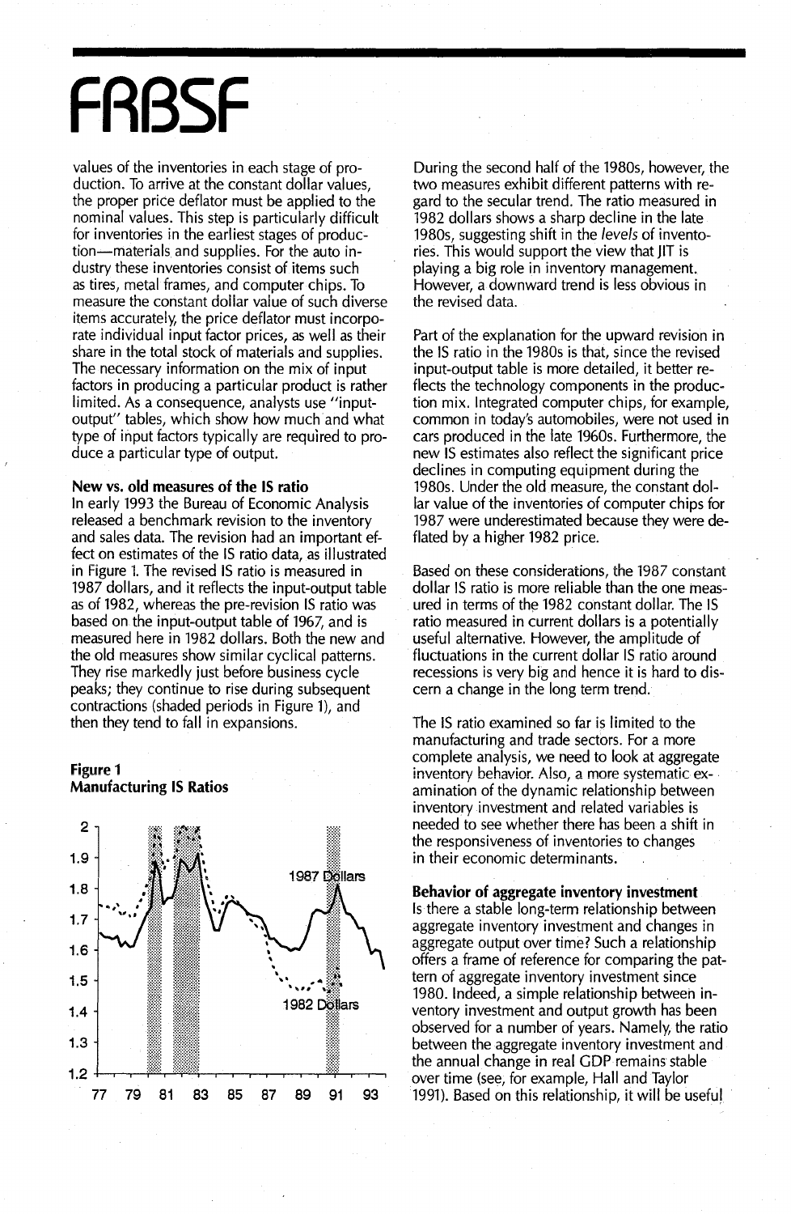values of the inventories in each stage of production. To arrive at the constant dollar values, the proper price deflator must be applied to the nominal values. This step is particularly difficult for inventories in the earliest stages of production—materials and supplies. For the auto industry these inventories consist of items such as tires, metal frames, and computer chips. To measure the constant dollar value of such diverse items accurately, the price deflator must incorporate individual input factor prices, as well as their share in the total stock of materials and supplies. The necessary information on the mix of input factors in producing a particular product is rather limited. As a consequence, analysts use "input-output" tables, which show how much and what type of input factors typically are required to produce a particular type of output.

**New vs. old measures of the IS ratio**

In early 1993 the Bureau of Economic Analysis released a benchmark revision to the inventory and sales data. The revision had an important effect on estimates of the IS ratio data, as illustrated in Figure 1. The revised IS ratio is measured in 1987 dollars, and it reflects the input-output table as of 1982, whereas the pre-revision IS ratio was based on the input-output table of 1967, and is measured here in 1982 dollars. Both the new and the old measures show similar cyclical patterns. They rise markedly just before business cycle peaks; they continue to rise during subsequent contractions (shaded periods in Figure 1), and then they tend to fall in expansions.

**Figure 1**
**Manufacturing IS Ratios**

During the second half of the 1980s, however, the two measures exhibit different patterns with regard to the secular trend. The ratio measured in 1982 dollars shows a sharp decline in the late 1980s, suggesting shift in the *levels* of inventories. This would support the view that JIT is playing a big role in inventory management. However, a downward trend is less obvious in the revised data.

Part of the explanation for the upward revision in the IS ratio in the 1980s is that, since the revised input-output table is more detailed, it better reflects the technology components in the production mix. Integrated computer chips, for example, common in today's automobiles, were not used in cars produced in the late 1960s. Furthermore, the new IS estimates also reflect the significant price declines in computing equipment during the 1980s. Under the old measure, the constant dollar value of the inventories of computer chips for 1987 were underestimated because they were deflated by a higher 1982 price.

Based on these considerations, the 1987 constant dollar IS ratio is more reliable than the one measured in terms of the 1982 constant dollar. The IS ratio measured in current dollars is a potentially useful alternative. However, the amplitude of fluctuations in the current dollar IS ratio around recessions is very big and hence it is hard to discern a change in the long term trend.

The IS ratio examined so far is limited to the manufacturing and trade sectors. For a more complete analysis, we need to look at aggregate inventory behavior. Also, a more systematic examination of the dynamic relationship between inventory investment and related variables is needed to see whether there has been a shift in the responsiveness of inventories to changes in their economic determinants.

**Behavior of aggregate inventory investment**

Is there a stable long-term relationship between aggregate inventory investment and changes in aggregate output over time? Such a relationship offers a frame of reference for comparing the pattern of aggregate inventory investment since 1980. Indeed, a simple relationship between inventory investment and output growth has been observed for a number of years. Namely, the ratio between the aggregate inventory investment and the annual change in real GDP remains stable over time (see, for example, Hall and Taylor 1991). Based on this relationship, it will be useful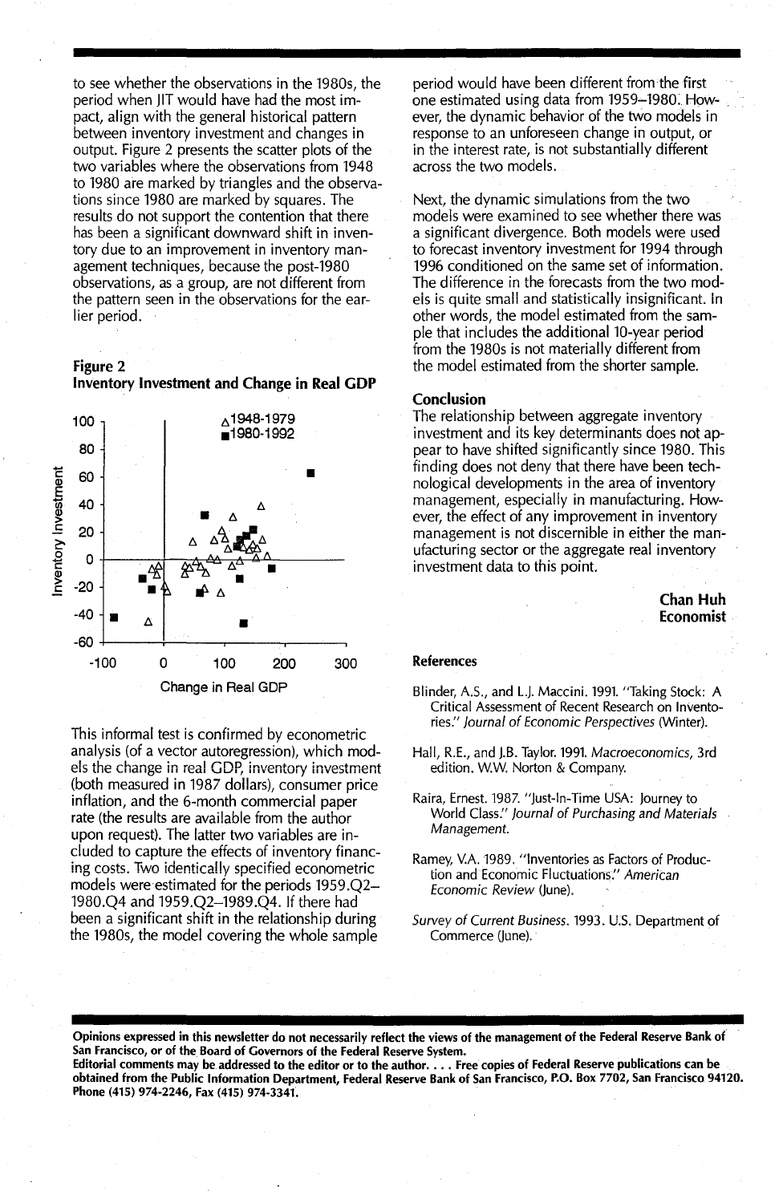to see whether the observations in the 1980s, the period when JIT would have had the most impact, align with the general historical pattern between inventory investment and changes in output. Figure 2 presents the scatter plots of the two variables where the observations from 1948 to 1980 are marked by triangles and the observations since 1980 are marked by squares. The results do not support the contention that there has been a significant downward shift in inventory due to an improvement in inventory management techniques, because the post-1980 observations, as a group, are not different from the pattern seen in the observations for the earlier period.

**Figure 2**
**Inventory Investment and Change in Real GDP**

This informal test is confirmed by econometric analysis (of a vector autoregression), which models the change in real GDP, inventory investment (both measured in 1987 dollars), consumer price inflation, and the 6-month commercial paper rate (the results are available from the author upon request). The latter two variables are included to capture the effects of inventory financing costs. Two identically specified econometric models were estimated for the periods 1959.Q2–1980.Q4 and 1959.Q2–1989.Q4. If there had been a significant shift in the relationship during the 1980s, the model covering the whole sample period would have been different from the first one estimated using data from 1959–1980. However, the dynamic behavior of the two models in response to an unforeseen change in output, or in the interest rate, is not substantially different across the two models.

Next, the dynamic simulations from the two models were examined to see whether there was a significant divergence. Both models were used to forecast inventory investment for 1994 through 1996 conditioned on the same set of information. The difference in the forecasts from the two models is quite small and statistically insignificant. In other words, the model estimated from the sample that includes the additional 10-year period from the 1980s is not materially different from the model estimated from the shorter sample.

## Conclusion

The relationship between aggregate inventory investment and its key determinants does not appear to have shifted significantly since 1980. This finding does not deny that there have been technological developments in the area of inventory management, especially in manufacturing. However, the effect of any improvement in inventory management is not discernible in either the manufacturing sector or the aggregate real inventory investment data to this point.

**Chan Huh**
**Economist**

## References

Blinder, A.S., and L.J. Maccini. 1991. "Taking Stock: A Critical Assessment of Recent Research on Inventories." *Journal of Economic Perspectives* (Winter).

Hall, R.E., and J.B. Taylor. 1991. *Macroeconomics*, 3rd edition. W.W. Norton & Company.

Raira, Ernest. 1987. "Just-In-Time USA: Journey to World Class." *Journal of Purchasing and Materials Management.*

Ramey, V.A. 1989. "Inventories as Factors of Production and Economic Fluctuations." *American Economic Review* (June).

*Survey of Current Business*. 1993. U.S. Department of Commerce (June).

**Opinions expressed in this newsletter do not necessarily reflect the views of the management of the Federal Reserve Bank of San Francisco, or of the Board of Governors of the Federal Reserve System.**
**Editorial comments may be addressed to the editor or to the author. . . . Free copies of Federal Reserve publications can be obtained from the Public Information Department, Federal Reserve Bank of San Francisco, P.O. Box 7702, San Francisco 94120. Phone (415) 974-2246, Fax (415) 974-3341.**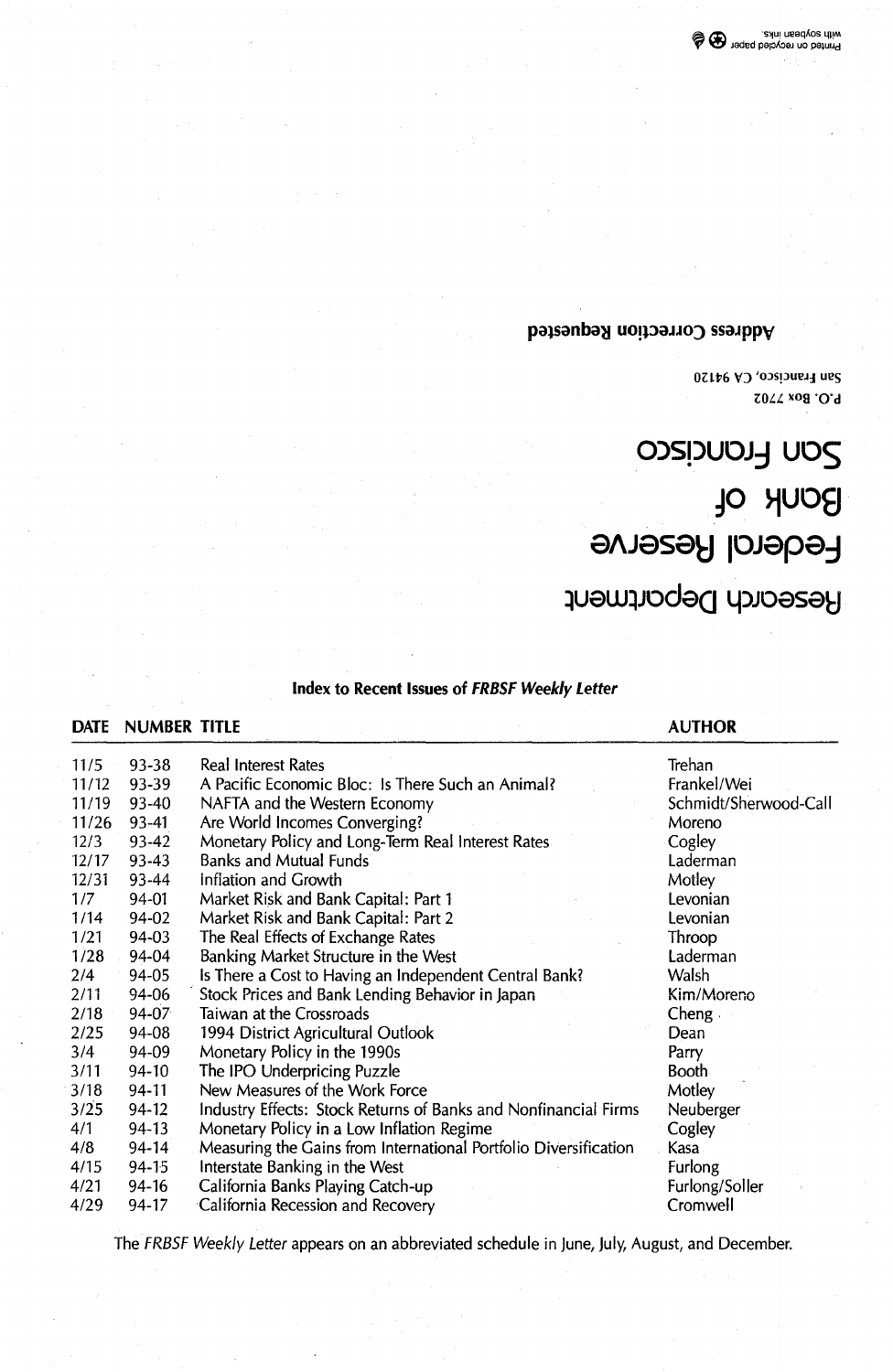Printed on recycled paper with soybean inks.

Research Department

Federal Reserve

Bank of

San Francisco

P.O. Box 7702

San Francisco, CA 94120

Address Correction Requested

**Index to Recent Issues of *FRBSF Weekly Letter***

| DATE | NUMBER | TITLE | AUTHOR |
|---|---|---|---|
| 11/5 | 93-38 | Real Interest Rates | Trehan |
| 11/12 | 93-39 | A Pacific Economic Bloc: Is There Such an Animal? | Frankel/Wei |
| 11/19 | 93-40 | NAFTA and the Western Economy | Schmidt/Sherwood-Call |
| 11/26 | 93-41 | Are World Incomes Converging? | Moreno |
| 12/3 | 93-42 | Monetary Policy and Long-Term Real Interest Rates | Cogley |
| 12/17 | 93-43 | Banks and Mutual Funds | Laderman |
| 12/31 | 93-44 | Inflation and Growth | Motley |
| 1/7 | 94-01 | Market Risk and Bank Capital: Part 1 | Levonian |
| 1/14 | 94-02 | Market Risk and Bank Capital: Part 2 | Levonian |
| 1/21 | 94-03 | The Real Effects of Exchange Rates | Throop |
| 1/28 | 94-04 | Banking Market Structure in the West | Laderman |
| 2/4 | 94-05 | Is There a Cost to Having an Independent Central Bank? | Walsh |
| 2/11 | 94-06 | Stock Prices and Bank Lending Behavior in Japan | Kim/Moreno |
| 2/18 | 94-07 | Taiwan at the Crossroads | Cheng |
| 2/25 | 94-08 | 1994 District Agricultural Outlook | Dean |
| 3/4 | 94-09 | Monetary Policy in the 1990s | Parry |
| 3/11 | 94-10 | The IPO Underpricing Puzzle | Booth |
| 3/18 | 94-11 | New Measures of the Work Force | Motley |
| 3/25 | 94-12 | Industry Effects: Stock Returns of Banks and Nonfinancial Firms | Neuberger |
| 4/1 | 94-13 | Monetary Policy in a Low Inflation Regime | Cogley |
| 4/8 | 94-14 | Measuring the Gains from International Portfolio Diversification | Kasa |
| 4/15 | 94-15 | Interstate Banking in the West | Furlong |
| 4/21 | 94-16 | California Banks Playing Catch-up | Furlong/Soller |
| 4/29 | 94-17 | California Recession and Recovery | Cromwell |

The *FRBSF Weekly Letter* appears on an abbreviated schedule in June, July, August, and December.